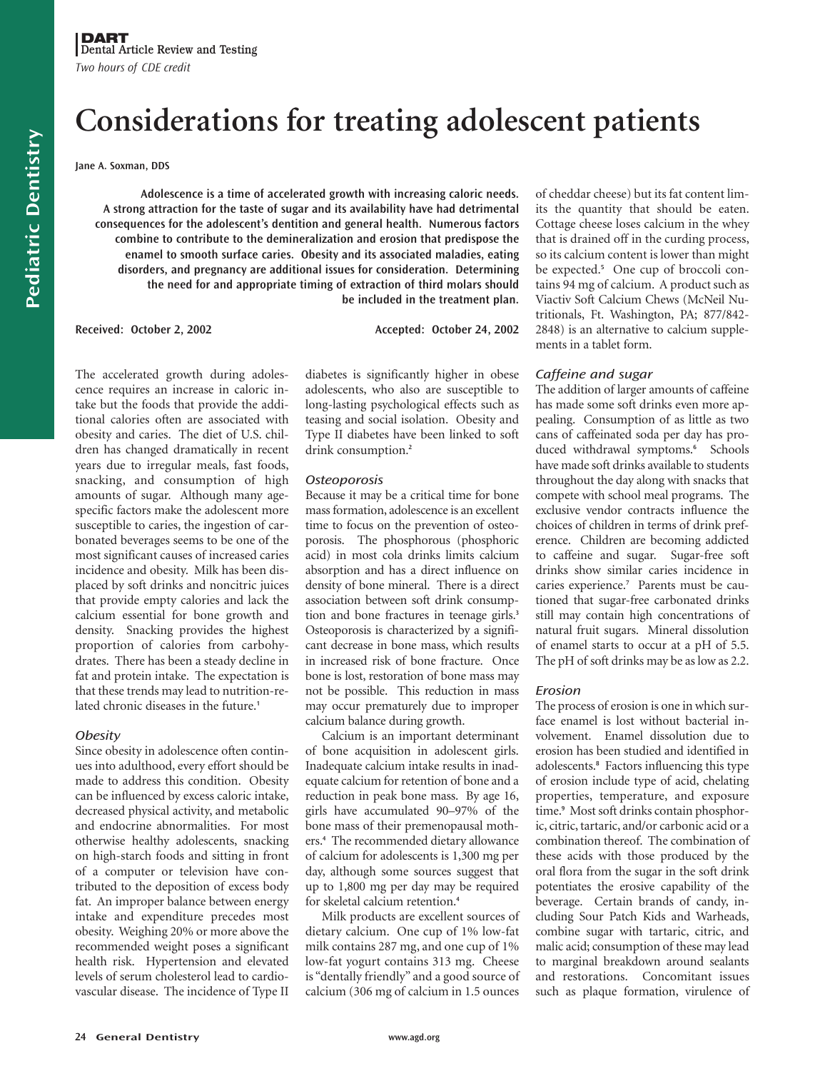DART
Dental Article Review and Testing
*Two hours of CDE credit*

# Considerations for treating adolescent patients

**Jane A. Soxman, DDS**

**Adolescence is a time of accelerated growth with increasing caloric needs. A strong attraction for the taste of sugar and its availability have had detrimental consequences for the adolescent's dentition and general health. Numerous factors combine to contribute to the demineralization and erosion that predispose the enamel to smooth surface caries. Obesity and its associated maladies, eating disorders, and pregnancy are additional issues for consideration. Determining the need for and appropriate timing of extraction of third molars should be included in the treatment plan.**

**Received: October 2, 2002** **Accepted: October 24, 2002**

The accelerated growth during adolescence requires an increase in caloric intake but the foods that provide the additional calories often are associated with obesity and caries. The diet of U.S. children has changed dramatically in recent years due to irregular meals, fast foods, snacking, and consumption of high amounts of sugar. Although many age-specific factors make the adolescent more susceptible to caries, the ingestion of carbonated beverages seems to be one of the most significant causes of increased caries incidence and obesity. Milk has been displaced by soft drinks and noncitric juices that provide empty calories and lack the calcium essential for bone growth and density. Snacking provides the highest proportion of calories from carbohydrates. There has been a steady decline in fat and protein intake. The expectation is that these trends may lead to nutrition-related chronic diseases in the future.[1]

### *Obesity*

Since obesity in adolescence often continues into adulthood, every effort should be made to address this condition. Obesity can be influenced by excess caloric intake, decreased physical activity, and metabolic and endocrine abnormalities. For most otherwise healthy adolescents, snacking on high-starch foods and sitting in front of a computer or television have contributed to the deposition of excess body fat. An improper balance between energy intake and expenditure precedes most obesity. Weighing 20% or more above the recommended weight poses a significant health risk. Hypertension and elevated levels of serum cholesterol lead to cardiovascular disease. The incidence of Type II diabetes is significantly higher in obese adolescents, who also are susceptible to long-lasting psychological effects such as teasing and social isolation. Obesity and Type II diabetes have been linked to soft drink consumption.[2]

### *Osteoporosis*

Because it may be a critical time for bone mass formation, adolescence is an excellent time to focus on the prevention of osteoporosis. The phosphorous (phosphoric acid) in most cola drinks limits calcium absorption and has a direct influence on density of bone mineral. There is a direct association between soft drink consumption and bone fractures in teenage girls.[3] Osteoporosis is characterized by a significant decrease in bone mass, which results in increased risk of bone fracture. Once bone is lost, restoration of bone mass may not be possible. This reduction in mass may occur prematurely due to improper calcium balance during growth.

Calcium is an important determinant of bone acquisition in adolescent girls. Inadequate calcium intake results in inadequate calcium for retention of bone and a reduction in peak bone mass. By age 16, girls have accumulated 90–97% of the bone mass of their premenopausal mothers.[4] The recommended dietary allowance of calcium for adolescents is 1,300 mg per day, although some sources suggest that up to 1,800 mg per day may be required for skeletal calcium retention.[4]

Milk products are excellent sources of dietary calcium. One cup of 1% low-fat milk contains 287 mg, and one cup of 1% low-fat yogurt contains 313 mg. Cheese is "dentally friendly" and a good source of calcium (306 mg of calcium in 1.5 ounces of cheddar cheese) but its fat content limits the quantity that should be eaten. Cottage cheese loses calcium in the whey that is drained off in the curding process, so its calcium content is lower than might be expected.[5] One cup of broccoli contains 94 mg of calcium. A product such as Viactiv Soft Calcium Chews (McNeil Nutritionals, Ft. Washington, PA; 877/842-2848) is an alternative to calcium supplements in a tablet form.

### *Caffeine and sugar*

The addition of larger amounts of caffeine has made some soft drinks even more appealing. Consumption of as little as two cans of caffeinated soda per day has produced withdrawal symptoms.[6] Schools have made soft drinks available to students throughout the day along with snacks that compete with school meal programs. The exclusive vendor contracts influence the choices of children in terms of drink preference. Children are becoming addicted to caffeine and sugar. Sugar-free soft drinks show similar caries incidence in caries experience.[7] Parents must be cautioned that sugar-free carbonated drinks still may contain high concentrations of natural fruit sugars. Mineral dissolution of enamel starts to occur at a pH of 5.5. The pH of soft drinks may be as low as 2.2.

### *Erosion*

The process of erosion is one in which surface enamel is lost without bacterial involvement. Enamel dissolution due to erosion has been studied and identified in adolescents.[8] Factors influencing this type of erosion include type of acid, chelating properties, temperature, and exposure time.[9] Most soft drinks contain phosphoric, citric, tartaric, and/or carbonic acid or a combination thereof. The combination of these acids with those produced by the oral flora from the sugar in the soft drink potentiates the erosive capability of the beverage. Certain brands of candy, including Sour Patch Kids and Warheads, combine sugar with tartaric, citric, and malic acid; consumption of these may lead to marginal breakdown around sealants and restorations. Concomitant issues such as plaque formation, virulence of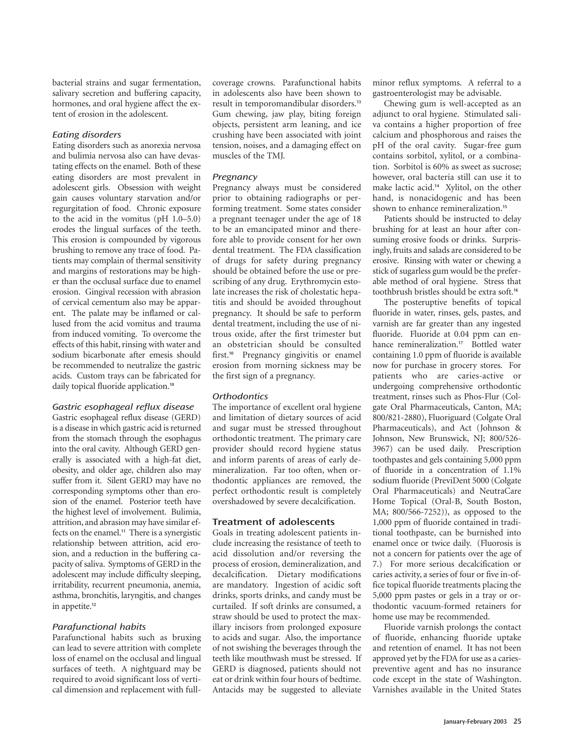bacterial strains and sugar fermentation, salivary secretion and buffering capacity, hormones, and oral hygiene affect the extent of erosion in the adolescent.

### *Eating disorders*

Eating disorders such as anorexia nervosa and bulimia nervosa also can have devastating effects on the enamel. Both of these eating disorders are most prevalent in adolescent girls. Obsession with weight gain causes voluntary starvation and/or regurgitation of food. Chronic exposure to the acid in the vomitus (pH 1.0–5.0) erodes the lingual surfaces of the teeth. This erosion is compounded by vigorous brushing to remove any trace of food. Patients may complain of thermal sensitivity and margins of restorations may be higher than the occlusal surface due to enamel erosion. Gingival recession with abrasion of cervical cementum also may be apparent. The palate may be inflamed or callused from the acid vomitus and trauma from induced vomiting. To overcome the effects of this habit, rinsing with water and sodium bicarbonate after emesis should be recommended to neutralize the gastric acids. Custom trays can be fabricated for daily topical fluoride application.[10]

### *Gastric esophageal reflux disease*

Gastric esophageal reflux disease (GERD) is a disease in which gastric acid is returned from the stomach through the esophagus into the oral cavity. Although GERD generally is associated with a high-fat diet, obesity, and older age, children also may suffer from it. Silent GERD may have no corresponding symptoms other than erosion of the enamel. Posterior teeth have the highest level of involvement. Bulimia, attrition, and abrasion may have similar effects on the enamel.[11] There is a synergistic relationship between attrition, acid erosion, and a reduction in the buffering capacity of saliva. Symptoms of GERD in the adolescent may include difficulty sleeping, irritability, recurrent pneumonia, anemia, asthma, bronchitis, laryngitis, and changes in appetite.[12]

### *Parafunctional habits*

Parafunctional habits such as bruxing can lead to severe attrition with complete loss of enamel on the occlusal and lingual surfaces of teeth. A nightguard may be required to avoid significant loss of vertical dimension and replacement with full-coverage crowns. Parafunctional habits in adolescents also have been shown to result in temporomandibular disorders.[13] Gum chewing, jaw play, biting foreign objects, persistent arm leaning, and ice crushing have been associated with joint tension, noises, and a damaging effect on muscles of the TMJ.

### *Pregnancy*

Pregnancy always must be considered prior to obtaining radiographs or performing treatment. Some states consider a pregnant teenager under the age of 18 to be an emancipated minor and therefore able to provide consent for her own dental treatment. The FDA classification of drugs for safety during pregnancy should be obtained before the use or prescribing of any drug. Erythromycin estolate increases the risk of cholestatic hepatitis and should be avoided throughout pregnancy. It should be safe to perform dental treatment, including the use of nitrous oxide, after the first trimester but an obstetrician should be consulted first.[10] Pregnancy gingivitis or enamel erosion from morning sickness may be the first sign of a pregnancy.

### *Orthodontics*

The importance of excellent oral hygiene and limitation of dietary sources of acid and sugar must be stressed throughout orthodontic treatment. The primary care provider should record hygiene status and inform parents of areas of early demineralization. Far too often, when orthodontic appliances are removed, the perfect orthodontic result is completely overshadowed by severe decalcification.

## Treatment of adolescents

Goals in treating adolescent patients include increasing the resistance of teeth to acid dissolution and/or reversing the process of erosion, demineralization, and decalcification. Dietary modifications are mandatory. Ingestion of acidic soft drinks, sports drinks, and candy must be curtailed. If soft drinks are consumed, a straw should be used to protect the maxillary incisors from prolonged exposure to acids and sugar. Also, the importance of not swishing the beverages through the teeth like mouthwash must be stressed. If GERD is diagnosed, patients should not eat or drink within four hours of bedtime. Antacids may be suggested to alleviate minor reflux symptoms. A referral to a gastroenterologist may be advisable.

Chewing gum is well-accepted as an adjunct to oral hygiene. Stimulated saliva contains a higher proportion of free calcium and phosphorous and raises the pH of the oral cavity. Sugar-free gum contains sorbitol, xylitol, or a combination. Sorbitol is 60% as sweet as sucrose; however, oral bacteria still can use it to make lactic acid.[14] Xylitol, on the other hand, is nonacidogenic and has been shown to enhance remineralization.[15]

Patients should be instructed to delay brushing for at least an hour after consuming erosive foods or drinks. Surprisingly, fruits and salads are considered to be erosive. Rinsing with water or chewing a stick of sugarless gum would be the preferable method of oral hygiene. Stress that toothbrush bristles should be extra soft.[16]

The posteruptive benefits of topical fluoride in water, rinses, gels, pastes, and varnish are far greater than any ingested fluoride. Fluoride at 0.04 ppm can enhance remineralization.[17] Bottled water containing 1.0 ppm of fluoride is available now for purchase in grocery stores. For patients who are caries-active or undergoing comprehensive orthodontic treatment, rinses such as Phos-Flur (Colgate Oral Pharmaceuticals, Canton, MA; 800/821-2880), Fluoriguard (Colgate Oral Pharmaceuticals), and Act (Johnson & Johnson, New Brunswick, NJ; 800/526-3967) can be used daily. Prescription toothpastes and gels containing 5,000 ppm of fluoride in a concentration of 1.1% sodium fluoride (PreviDent 5000 (Colgate Oral Pharmaceuticals) and NeutraCare Home Topical (Oral-B, South Boston, MA; 800/566-7252)), as opposed to the 1,000 ppm of fluoride contained in traditional toothpaste, can be burnished into enamel once or twice daily. (Fluorosis is not a concern for patients over the age of 7.) For more serious decalcification or caries activity, a series of four or five in-office topical fluoride treatments placing the 5,000 ppm pastes or gels in a tray or orthodontic vacuum-formed retainers for home use may be recommended.

Fluoride varnish prolongs the contact of fluoride, enhancing fluoride uptake and retention of enamel. It has not been approved yet by the FDA for use as a caries-preventive agent and has no insurance code except in the state of Washington. Varnishes available in the United States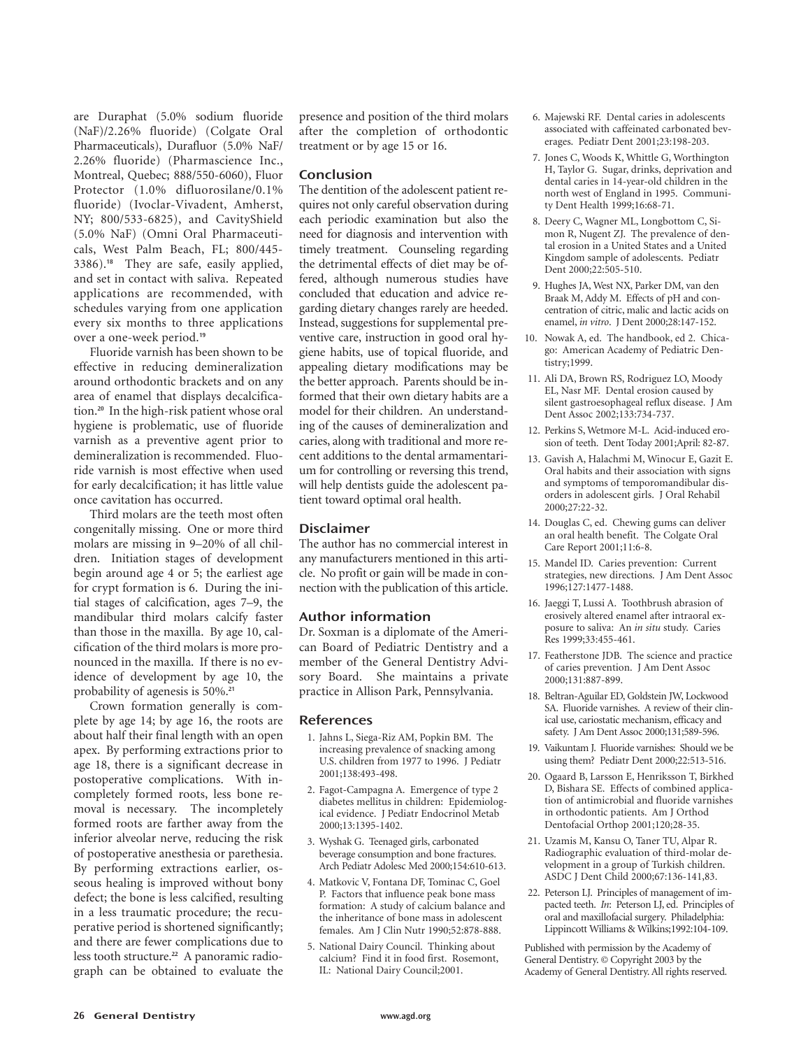are Duraphat (5.0% sodium fluoride (NaF)/2.26% fluoride) (Colgate Oral Pharmaceuticals), Durafluor (5.0% NaF/2.26% fluoride) (Pharmascience Inc., Montreal, Quebec; 888/550-6060), Fluor Protector (1.0% difluorosilane/0.1% fluoride) (Ivoclar-Vivadent, Amherst, NY; 800/533-6825), and CavityShield (5.0% NaF) (Omni Oral Pharmaceuticals, West Palm Beach, FL; 800/445-3386).[18] They are safe, easily applied, and set in contact with saliva. Repeated applications are recommended, with schedules varying from one application every six months to three applications over a one-week period.[19]

Fluoride varnish has been shown to be effective in reducing demineralization around orthodontic brackets and on any area of enamel that displays decalcification.[20] In the high-risk patient whose oral hygiene is problematic, use of fluoride varnish as a preventive agent prior to demineralization is recommended. Fluoride varnish is most effective when used for early decalcification; it has little value once cavitation has occurred.

Third molars are the teeth most often congenitally missing. One or more third molars are missing in 9–20% of all children. Initiation stages of development begin around age 4 or 5; the earliest age for crypt formation is 6. During the initial stages of calcification, ages 7–9, the mandibular third molars calcify faster than those in the maxilla. By age 10, calcification of the third molars is more pronounced in the maxilla. If there is no evidence of development by age 10, the probability of agenesis is 50%.[21]

Crown formation generally is complete by age 14; by age 16, the roots are about half their final length with an open apex. By performing extractions prior to age 18, there is a significant decrease in postoperative complications. With incompletely formed roots, less bone removal is necessary. The incompletely formed roots are farther away from the inferior alveolar nerve, reducing the risk of postoperative anesthesia or parethesia. By performing extractions earlier, osseous healing is improved without bony defect; the bone is less calcified, resulting in a less traumatic procedure; the recuperative period is shortened significantly; and there are fewer complications due to less tooth structure.[22] A panoramic radiograph can be obtained to evaluate the presence and position of the third molars after the completion of orthodontic treatment or by age 15 or 16.

## Conclusion

The dentition of the adolescent patient requires not only careful observation during each periodic examination but also the need for diagnosis and intervention with timely treatment. Counseling regarding the detrimental effects of diet may be offered, although numerous studies have concluded that education and advice regarding dietary changes rarely are heeded. Instead, suggestions for supplemental preventive care, instruction in good oral hygiene habits, use of topical fluoride, and appealing dietary modifications may be the better approach. Parents should be informed that their own dietary habits are a model for their children. An understanding of the causes of demineralization and caries, along with traditional and more recent additions to the dental armamentarium for controlling or reversing this trend, will help dentists guide the adolescent patient toward optimal oral health.

## Disclaimer

The author has no commercial interest in any manufacturers mentioned in this article. No profit or gain will be made in connection with the publication of this article.

## Author information

Dr. Soxman is a diplomate of the American Board of Pediatric Dentistry and a member of the General Dentistry Advisory Board. She maintains a private practice in Allison Park, Pennsylvania.

## References

1. Jahns L, Siega-Riz AM, Popkin BM. The increasing prevalence of snacking among U.S. children from 1977 to 1996. J Pediatr 2001;138:493-498.
2. Fagot-Campagna A. Emergence of type 2 diabetes mellitus in children: Epidemiological evidence. J Pediatr Endocrinol Metab 2000;13:1395-1402.
3. Wyshak G. Teenaged girls, carbonated beverage consumption and bone fractures. Arch Pediatr Adolesc Med 2000;154:610-613.
4. Matkovic V, Fontana DF, Tominac C, Goel P. Factors that influence peak bone mass formation: A study of calcium balance and the inheritance of bone mass in adolescent females. Am J Clin Nutr 1990;52:878-888.
5. National Dairy Council. Thinking about calcium? Find it in food first. Rosemont, IL: National Dairy Council;2001.
6. Majewski RF. Dental caries in adolescents associated with caffeinated carbonated beverages. Pediatr Dent 2001;23:198-203.
7. Jones C, Woods K, Whittle G, Worthington H, Taylor G. Sugar, drinks, deprivation and dental caries in 14-year-old children in the north west of England in 1995. Community Dent Health 1999;16:68-71.
8. Deery C, Wagner ML, Longbottom C, Simon R, Nugent ZJ. The prevalence of dental erosion in a United States and a United Kingdom sample of adolescents. Pediatr Dent 2000;22:505-510.
9. Hughes JA, West NX, Parker DM, van den Braak M, Addy M. Effects of pH and concentration of citric, malic and lactic acids on enamel, *in vitro*. J Dent 2000;28:147-152.
10. Nowak A, ed. The handbook, ed 2. Chicago: American Academy of Pediatric Dentistry;1999.
11. Ali DA, Brown RS, Rodriguez LO, Moody EL, Nasr MF. Dental erosion caused by silent gastroesophageal reflux disease. J Am Dent Assoc 2002;133:734-737.
12. Perkins S, Wetmore M-L. Acid-induced erosion of teeth. Dent Today 2001;April: 82-87.
13. Gavish A, Halachmi M, Winocur E, Gazit E. Oral habits and their association with signs and symptoms of temporomandibular disorders in adolescent girls. J Oral Rehabil 2000;27:22-32.
14. Douglas C, ed. Chewing gums can deliver an oral health benefit. The Colgate Oral Care Report 2001;11:6-8.
15. Mandel ID. Caries prevention: Current strategies, new directions. J Am Dent Assoc 1996;127:1477-1488.
16. Jaeggi T, Lussi A. Toothbrush abrasion of erosively altered enamel after intraoral exposure to saliva: An *in situ* study. Caries Res 1999;33:455-461.
17. Featherstone JDB. The science and practice of caries prevention. J Am Dent Assoc 2000;131:887-899.
18. Beltran-Aguilar ED, Goldstein JW, Lockwood SA. Fluoride varnishes. A review of their clinical use, cariostatic mechanism, efficacy and safety. J Am Dent Assoc 2000;131;589-596.
19. Vaikuntam J. Fluoride varnishes: Should we be using them? Pediatr Dent 2000;22:513-516.
20. Ogaard B, Larsson E, Henriksson T, Birkhed D, Bishara SE. Effects of combined application of antimicrobial and fluoride varnishes in orthodontic patients. Am J Orthod Dentofacial Orthop 2001;120;28-35.
21. Uzamis M, Kansu O, Taner TU, Alpar R. Radiographic evaluation of third-molar development in a group of Turkish children. ASDC J Dent Child 2000;67:136-141,83.
22. Peterson LJ. Principles of management of impacted teeth. *In*: Peterson LJ, ed. Principles of oral and maxillofacial surgery. Philadelphia: Lippincott Williams & Wilkins;1992:104-109.

Published with permission by the Academy of General Dentistry. © Copyright 2003 by the Academy of General Dentistry. All rights reserved.